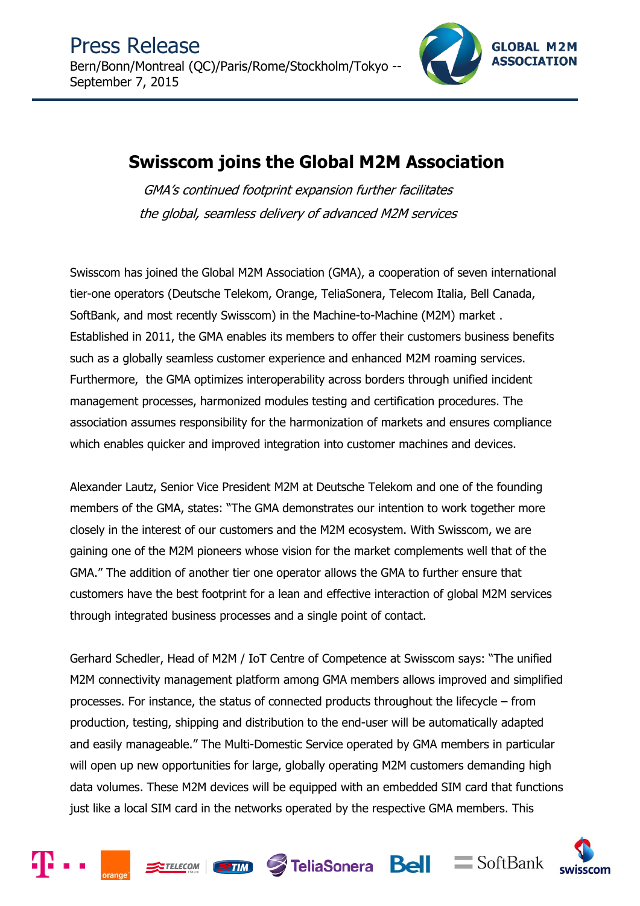Press Release

Bern/Bonn/Montreal (QC)/Paris/Rome/Stockholm/Tokyo -- September 7, 2015

GLOBAL M2M ASSOCIATION

# Swisscom joins the Global M2M Association

*GMA's continued footprint expansion further facilitates the global, seamless delivery of advanced M2M services*

Swisscom has joined the Global M2M Association (GMA), a cooperation of seven international tier-one operators (Deutsche Telekom, Orange, TeliaSonera, Telecom Italia, Bell Canada, SoftBank, and most recently Swisscom) in the Machine-to-Machine (M2M) market . Established in 2011, the GMA enables its members to offer their customers business benefits such as a globally seamless customer experience and enhanced M2M roaming services. Furthermore, the GMA optimizes interoperability across borders through unified incident management processes, harmonized modules testing and certification procedures. The association assumes responsibility for the harmonization of markets and ensures compliance which enables quicker and improved integration into customer machines and devices.

Alexander Lautz, Senior Vice President M2M at Deutsche Telekom and one of the founding members of the GMA, states: "The GMA demonstrates our intention to work together more closely in the interest of our customers and the M2M ecosystem. With Swisscom, we are gaining one of the M2M pioneers whose vision for the market complements well that of the GMA." The addition of another tier one operator allows the GMA to further ensure that customers have the best footprint for a lean and effective interaction of global M2M services through integrated business processes and a single point of contact.

Gerhard Schedler, Head of M2M / IoT Centre of Competence at Swisscom says: "The unified M2M connectivity management platform among GMA members allows improved and simplified processes. For instance, the status of connected products throughout the lifecycle – from production, testing, shipping and distribution to the end-user will be automatically adapted and easily manageable." The Multi-Domestic Service operated by GMA members in particular will open up new opportunities for large, globally operating M2M customers demanding high data volumes. These M2M devices will be equipped with an embedded SIM card that functions just like a local SIM card in the networks operated by the respective GMA members. This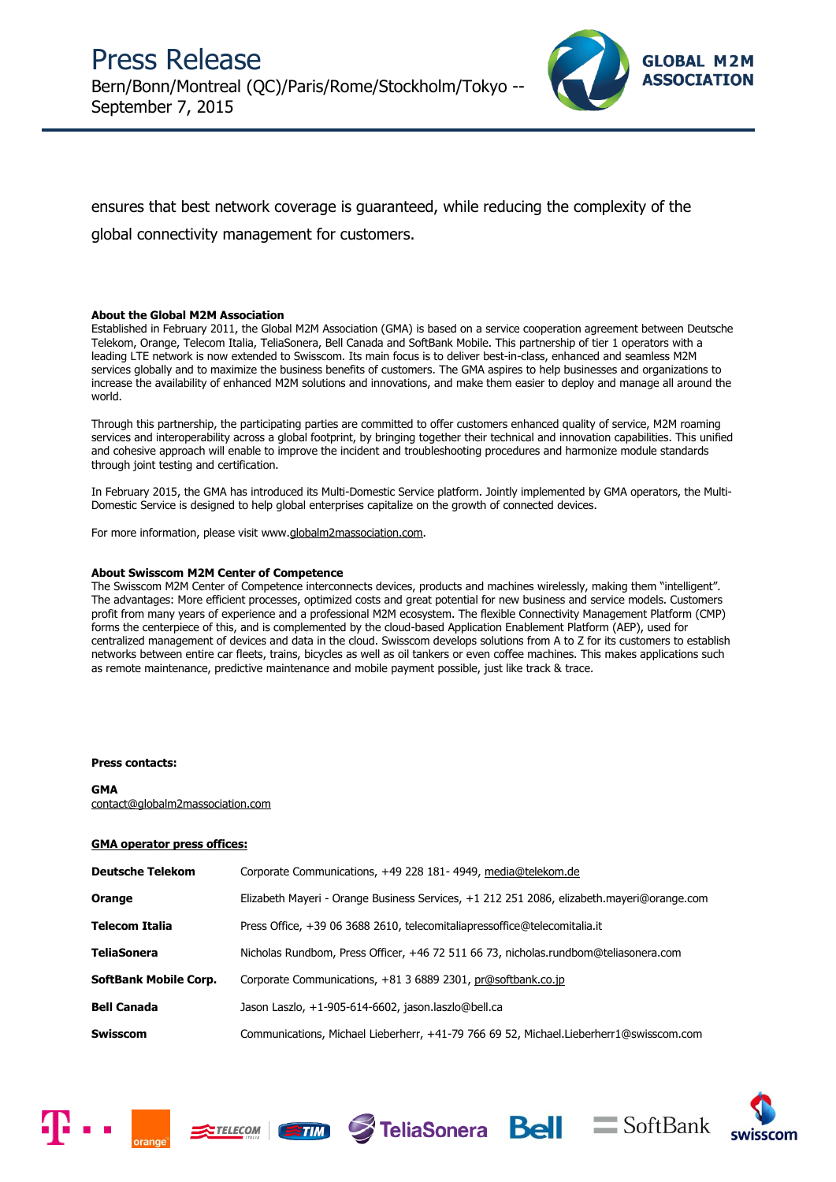ensures that best network coverage is guaranteed, while reducing the complexity of the global connectivity management for customers.

**About the Global M2M Association**

Established in February 2011, the Global M2M Association (GMA) is based on a service cooperation agreement between Deutsche Telekom, Orange, Telecom Italia, TeliaSonera, Bell Canada and SoftBank Mobile. This partnership of tier 1 operators with a leading LTE network is now extended to Swisscom. Its main focus is to deliver best-in-class, enhanced and seamless M2M services globally and to maximize the business benefits of customers. The GMA aspires to help businesses and organizations to increase the availability of enhanced M2M solutions and innovations, and make them easier to deploy and manage all around the world.

Through this partnership, the participating parties are committed to offer customers enhanced quality of service, M2M roaming services and interoperability across a global footprint, by bringing together their technical and innovation capabilities. This unified and cohesive approach will enable to improve the incident and troubleshooting procedures and harmonize module standards through joint testing and certification.

In February 2015, the GMA has introduced its Multi-Domestic Service platform. Jointly implemented by GMA operators, the Multi-Domestic Service is designed to help global enterprises capitalize on the growth of connected devices.

For more information, please visit www.globalm2massociation.com.

**About Swisscom M2M Center of Competence**

The Swisscom M2M Center of Competence interconnects devices, products and machines wirelessly, making them "intelligent". The advantages: More efficient processes, optimized costs and great potential for new business and service models. Customers profit from many years of experience and a professional M2M ecosystem. The flexible Connectivity Management Platform (CMP) forms the centerpiece of this, and is complemented by the cloud-based Application Enablement Platform (AEP), used for centralized management of devices and data in the cloud. Swisscom develops solutions from A to Z for its customers to establish networks between entire car fleets, trains, bicycles as well as oil tankers or even coffee machines. This makes applications such as remote maintenance, predictive maintenance and mobile payment possible, just like track & trace.

**Press contacts:**

**GMA**
contact@globalm2massociation.com

**GMA operator press offices:**

| | |
|---|---|
| **Deutsche Telekom** | Corporate Communications, +49 228 181- 4949, media@telekom.de |
| **Orange** | Elizabeth Mayeri - Orange Business Services, +1 212 251 2086, elizabeth.mayeri@orange.com |
| **Telecom Italia** | Press Office, +39 06 3688 2610, telecomitaliapressoffice@telecomitalia.it |
| **TeliaSonera** | Nicholas Rundbom, Press Officer, +46 72 511 66 73, nicholas.rundbom@teliasonera.com |
| **SoftBank Mobile Corp.** | Corporate Communications, +81 3 6889 2301, pr@softbank.co.jp |
| **Bell Canada** | Jason Laszlo, +1-905-614-6602, jason.laszlo@bell.ca |
| **Swisscom** | Communications, Michael Lieberherr, +41-79 766 69 52, Michael.Lieberherr1@swisscom.com |